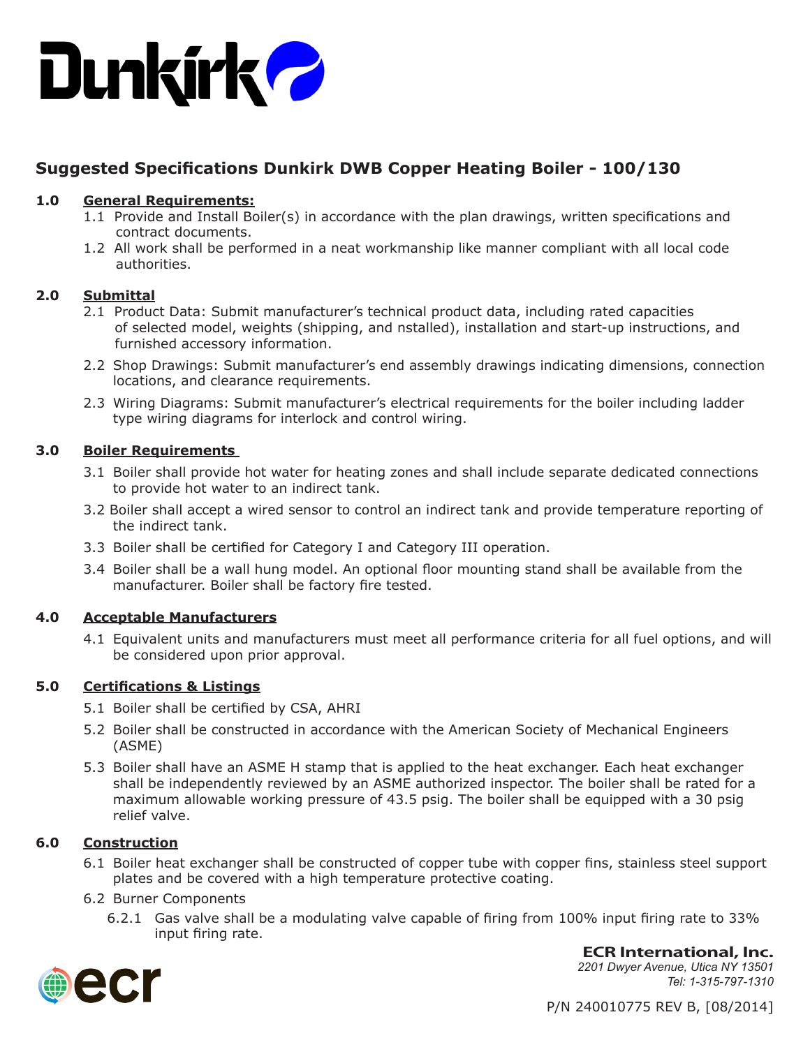Dunkirk

# Suggested Specifications Dunkirk DWB Copper Heating Boiler - 100/130

**1.0 General Requirements:**

1.1 Provide and Install Boiler(s) in accordance with the plan drawings, written specifications and contract documents.

1.2 All work shall be performed in a neat workmanship like manner compliant with all local code authorities.

**2.0 Submittal**

2.1 Product Data: Submit manufacturer's technical product data, including rated capacities of selected model, weights (shipping, and nstalled), installation and start-up instructions, and furnished accessory information.

2.2 Shop Drawings: Submit manufacturer's end assembly drawings indicating dimensions, connection locations, and clearance requirements.

2.3 Wiring Diagrams: Submit manufacturer's electrical requirements for the boiler including ladder type wiring diagrams for interlock and control wiring.

**3.0 Boiler Requirements**

3.1 Boiler shall provide hot water for heating zones and shall include separate dedicated connections to provide hot water to an indirect tank.

3.2 Boiler shall accept a wired sensor to control an indirect tank and provide temperature reporting of the indirect tank.

3.3 Boiler shall be certified for Category I and Category III operation.

3.4 Boiler shall be a wall hung model. An optional floor mounting stand shall be available from the manufacturer. Boiler shall be factory fire tested.

**4.0 Acceptable Manufacturers**

4.1 Equivalent units and manufacturers must meet all performance criteria for all fuel options, and will be considered upon prior approval.

**5.0 Certifications & Listings**

5.1 Boiler shall be certified by CSA, AHRI

5.2 Boiler shall be constructed in accordance with the American Society of Mechanical Engineers (ASME)

5.3 Boiler shall have an ASME H stamp that is applied to the heat exchanger. Each heat exchanger shall be independently reviewed by an ASME authorized inspector. The boiler shall be rated for a maximum allowable working pressure of 43.5 psig. The boiler shall be equipped with a 30 psig relief valve.

**6.0 Construction**

6.1 Boiler heat exchanger shall be constructed of copper tube with copper fins, stainless steel support plates and be covered with a high temperature protective coating.

6.2 Burner Components

6.2.1 Gas valve shall be a modulating valve capable of firing from 100% input firing rate to 33% input firing rate.

ecr

**ECR International, Inc.**
*2201 Dwyer Avenue, Utica NY 13501*
*Tel: 1-315-797-1310*

P/N 240010775 REV B, [08/2014]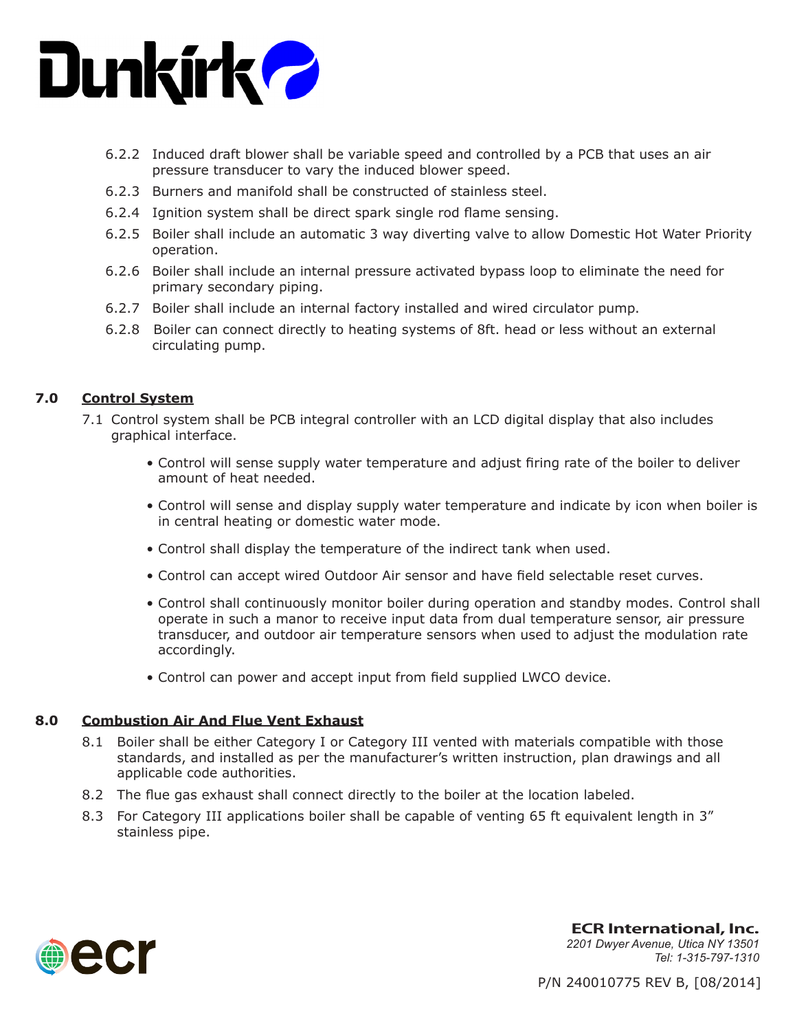6.2.2 Induced draft blower shall be variable speed and controlled by a PCB that uses an air pressure transducer to vary the induced blower speed.

6.2.3 Burners and manifold shall be constructed of stainless steel.

6.2.4 Ignition system shall be direct spark single rod flame sensing.

6.2.5 Boiler shall include an automatic 3 way diverting valve to allow Domestic Hot Water Priority operation.

6.2.6 Boiler shall include an internal pressure activated bypass loop to eliminate the need for primary secondary piping.

6.2.7 Boiler shall include an internal factory installed and wired circulator pump.

6.2.8 Boiler can connect directly to heating systems of 8ft. head or less without an external circulating pump.

## 7.0 Control System

7.1 Control system shall be PCB integral controller with an LCD digital display that also includes graphical interface.

- Control will sense supply water temperature and adjust firing rate of the boiler to deliver amount of heat needed.
- Control will sense and display supply water temperature and indicate by icon when boiler is in central heating or domestic water mode.
- Control shall display the temperature of the indirect tank when used.
- Control can accept wired Outdoor Air sensor and have field selectable reset curves.
- Control shall continuously monitor boiler during operation and standby modes. Control shall operate in such a manor to receive input data from dual temperature sensor, air pressure transducer, and outdoor air temperature sensors when used to adjust the modulation rate accordingly.
- Control can power and accept input from field supplied LWCO device.

## 8.0 Combustion Air And Flue Vent Exhaust

8.1 Boiler shall be either Category I or Category III vented with materials compatible with those standards, and installed as per the manufacturer's written instruction, plan drawings and all applicable code authorities.

8.2 The flue gas exhaust shall connect directly to the boiler at the location labeled.

8.3 For Category III applications boiler shall be capable of venting 65 ft equivalent length in 3" stainless pipe.

**ECR International, Inc.**
*2201 Dwyer Avenue, Utica NY 13501*
*Tel: 1-315-797-1310*

P/N 240010775 REV B, [08/2014]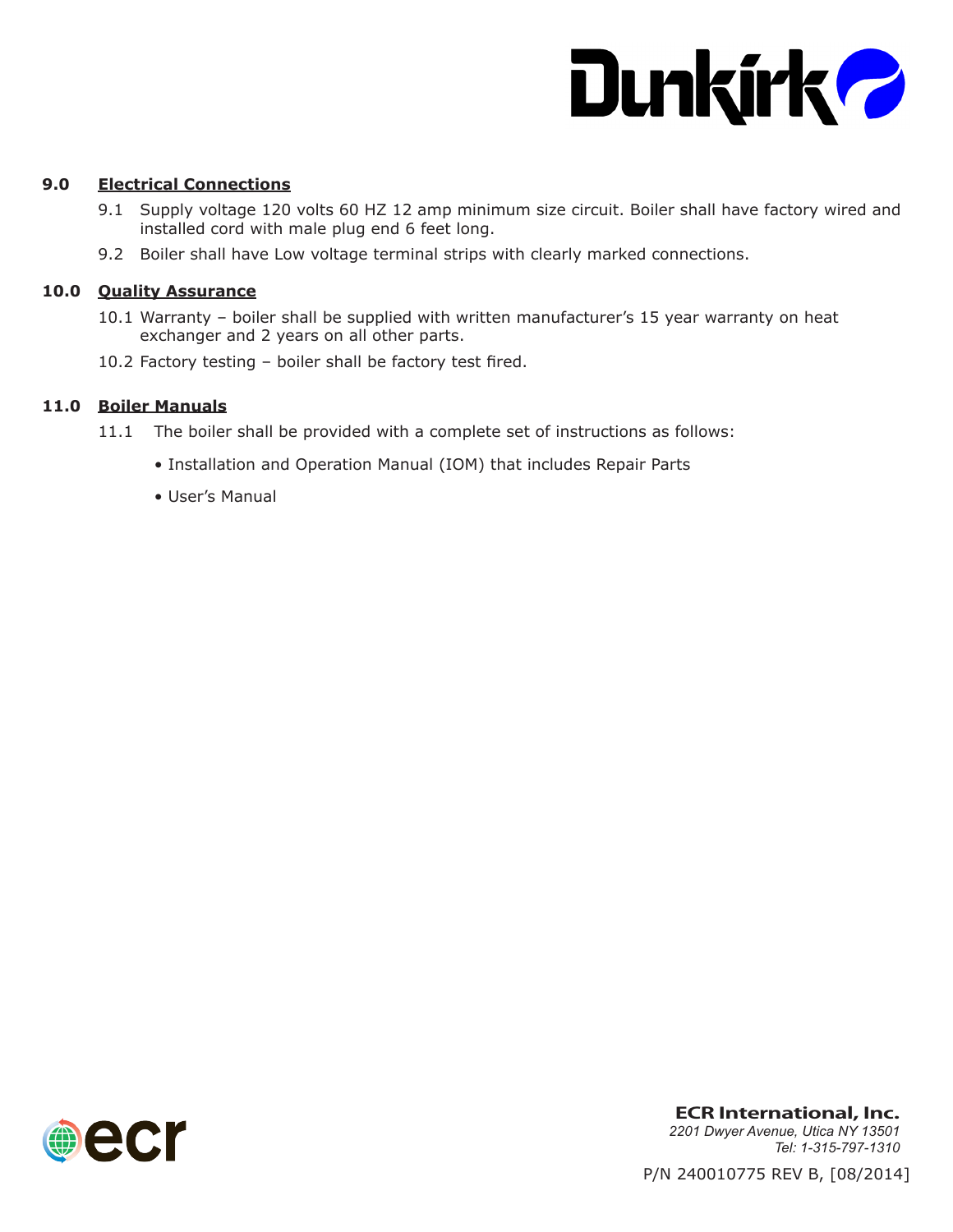## 9.0 Electrical Connections

9.1 Supply voltage 120 volts 60 HZ 12 amp minimum size circuit. Boiler shall have factory wired and installed cord with male plug end 6 feet long.

9.2 Boiler shall have Low voltage terminal strips with clearly marked connections.

## 10.0 Quality Assurance

10.1 Warranty – boiler shall be supplied with written manufacturer's 15 year warranty on heat exchanger and 2 years on all other parts.

10.2 Factory testing – boiler shall be factory test fired.

## 11.0 Boiler Manuals

11.1 The boiler shall be provided with a complete set of instructions as follows:

- Installation and Operation Manual (IOM) that includes Repair Parts
- User's Manual

**ECR International, Inc.**
*2201 Dwyer Avenue, Utica NY 13501*
*Tel: 1-315-797-1310*

P/N 240010775 REV B, [08/2014]